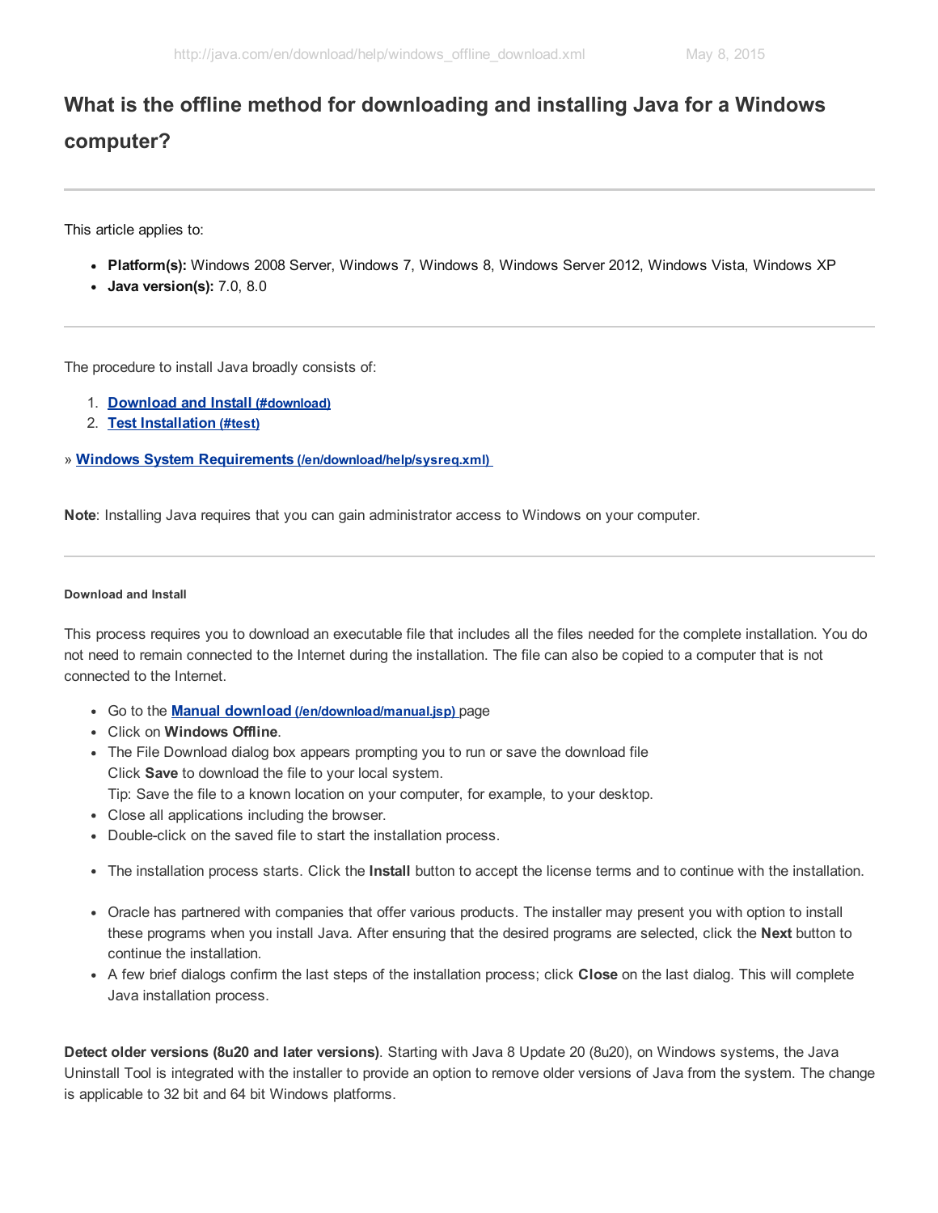# What is the offline method for downloading and installing Java for a Windows computer?

---

This article applies to:

- **Platform(s):** Windows 2008 Server, Windows 7, Windows 8, Windows Server 2012, Windows Vista, Windows XP
- **Java version(s):** 7.0, 8.0

---

The procedure to install Java broadly consists of:

1. **Download and Install (#download)**
2. **Test Installation (#test)**

» **Windows System Requirements (/en/download/help/sysreq.xml)**

**Note**: Installing Java requires that you can gain administrator access to Windows on your computer.

---

##### Download and Install

This process requires you to download an executable file that includes all the files needed for the complete installation. You do not need to remain connected to the Internet during the installation. The file can also be copied to a computer that is not connected to the Internet.

- Go to the **Manual download (/en/download/manual.jsp)** page
- Click on **Windows Offline**.
- The File Download dialog box appears prompting you to run or save the download file
  Click **Save** to download the file to your local system.
  Tip: Save the file to a known location on your computer, for example, to your desktop.
- Close all applications including the browser.
- Double-click on the saved file to start the installation process.
- The installation process starts. Click the **Install** button to accept the license terms and to continue with the installation.
- Oracle has partnered with companies that offer various products. The installer may present you with option to install these programs when you install Java. After ensuring that the desired programs are selected, click the **Next** button to continue the installation.
- A few brief dialogs confirm the last steps of the installation process; click **Close** on the last dialog. This will complete Java installation process.

**Detect older versions (8u20 and later versions)**. Starting with Java 8 Update 20 (8u20), on Windows systems, the Java Uninstall Tool is integrated with the installer to provide an option to remove older versions of Java from the system. The change is applicable to 32 bit and 64 bit Windows platforms.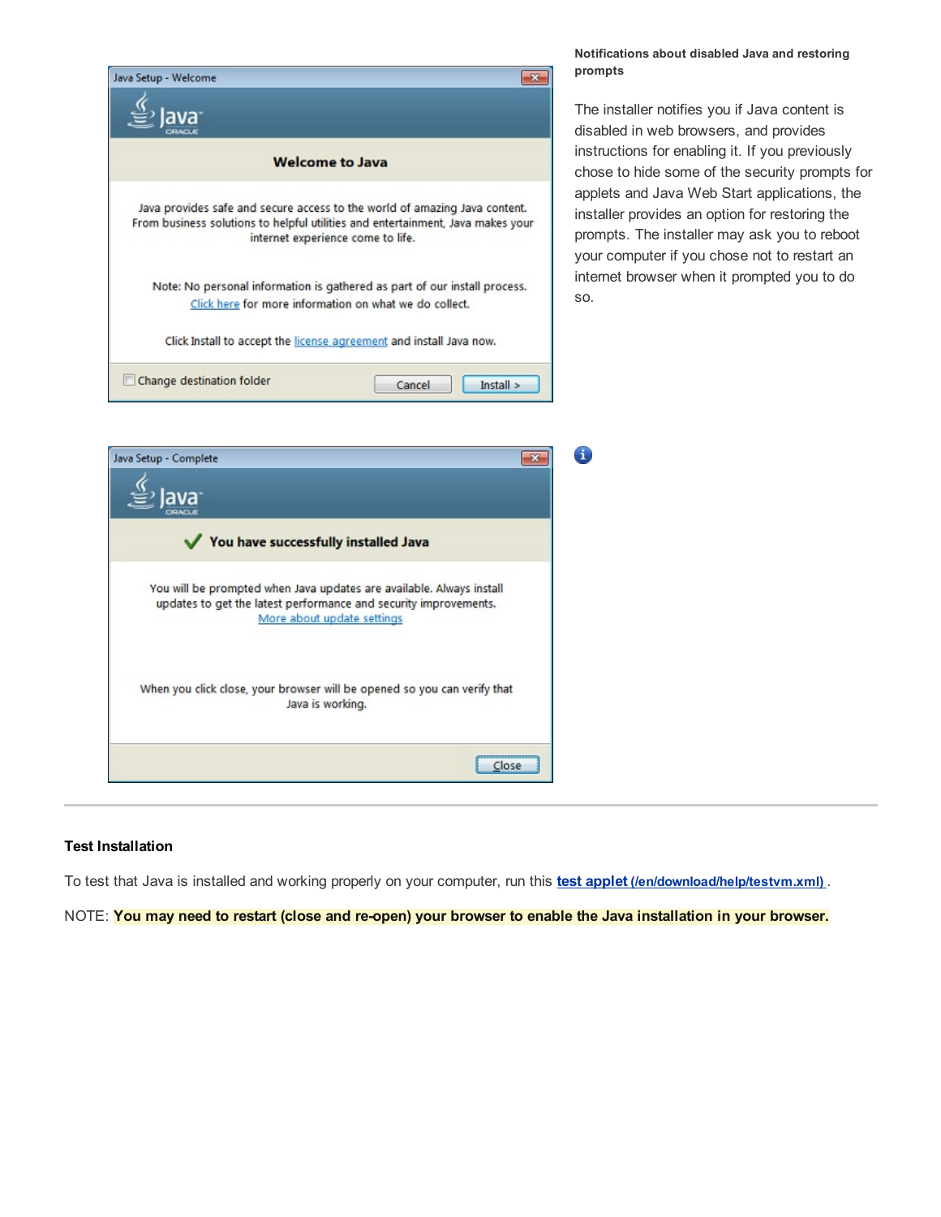**Notifications about disabled Java and restoring prompts**

The installer notifies you if Java content is disabled in web browsers, and provides instructions for enabling it. If you previously chose to hide some of the security prompts for applets and Java Web Start applications, the installer provides an option for restoring the prompts. The installer may ask you to reboot your computer if you chose not to restart an internet browser when it prompted you to do so.

---

**Test Installation**

To test that Java is installed and working properly on your computer, run this **test applet (/en/download/help/testvm.xml)** .

NOTE: **You may need to restart (close and re-open) your browser to enable the Java installation in your browser.**